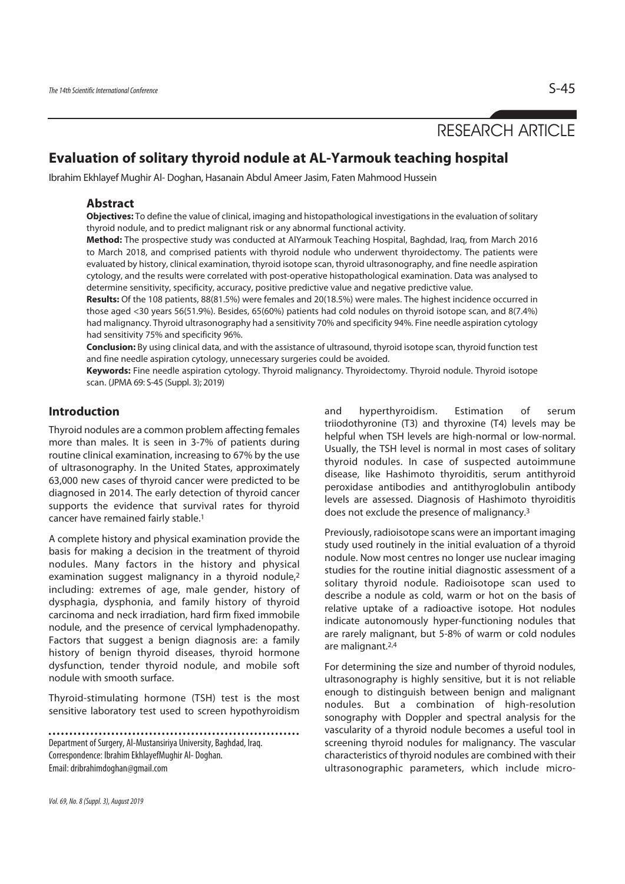RESEARCH ARTICLE

# Evaluation of solitary thyroid nodule at AL-Yarmouk teaching hospital

Ibrahim Ekhlayef Mughir Al- Doghan, Hasanain Abdul Ameer Jasim, Faten Mahmood Hussein

## Abstract

**Objectives:** To define the value of clinical, imaging and histopathological investigations in the evaluation of solitary thyroid nodule, and to predict malignant risk or any abnormal functional activity.

**Method:** The prospective study was conducted at AlYarmouk Teaching Hospital, Baghdad, Iraq, from March 2016 to March 2018, and comprised patients with thyroid nodule who underwent thyroidectomy. The patients were evaluated by history, clinical examination, thyroid isotope scan, thyroid ultrasonography, and fine needle aspiration cytology, and the results were correlated with post-operative histopathological examination. Data was analysed to determine sensitivity, specificity, accuracy, positive predictive value and negative predictive value.

**Results:** Of the 108 patients, 88(81.5%) were females and 20(18.5%) were males. The highest incidence occurred in those aged <30 years 56(51.9%). Besides, 65(60%) patients had cold nodules on thyroid isotope scan, and 8(7.4%) had malignancy. Thyroid ultrasonography had a sensitivity 70% and specificity 94%. Fine needle aspiration cytology had sensitivity 75% and specificity 96%.

**Conclusion:** By using clinical data, and with the assistance of ultrasound, thyroid isotope scan, thyroid function test and fine needle aspiration cytology, unnecessary surgeries could be avoided.

**Keywords:** Fine needle aspiration cytology. Thyroid malignancy. Thyroidectomy. Thyroid nodule. Thyroid isotope scan. (JPMA 69: S-45 (Suppl. 3); 2019)

## Introduction

Thyroid nodules are a common problem affecting females more than males. It is seen in 3-7% of patients during routine clinical examination, increasing to 67% by the use of ultrasonography. In the United States, approximately 63,000 new cases of thyroid cancer were predicted to be diagnosed in 2014. The early detection of thyroid cancer supports the evidence that survival rates for thyroid cancer have remained fairly stable.[1]

A complete history and physical examination provide the basis for making a decision in the treatment of thyroid nodules. Many factors in the history and physical examination suggest malignancy in a thyroid nodule,[2] including: extremes of age, male gender, history of dysphagia, dysphonia, and family history of thyroid carcinoma and neck irradiation, hard firm fixed immobile nodule, and the presence of cervical lymphadenopathy. Factors that suggest a benign diagnosis are: a family history of benign thyroid diseases, thyroid hormone dysfunction, tender thyroid nodule, and mobile soft nodule with smooth surface.

Thyroid-stimulating hormone (TSH) test is the most sensitive laboratory test used to screen hypothyroidism and hyperthyroidism. Estimation of serum triiodothyronine (T3) and thyroxine (T4) levels may be helpful when TSH levels are high-normal or low-normal. Usually, the TSH level is normal in most cases of solitary thyroid nodules. In case of suspected autoimmune disease, like Hashimoto thyroiditis, serum antithyroid peroxidase antibodies and antithyroglobulin antibody levels are assessed. Diagnosis of Hashimoto thyroiditis does not exclude the presence of malignancy.[3]

Previously, radioisotope scans were an important imaging study used routinely in the initial evaluation of a thyroid nodule. Now most centres no longer use nuclear imaging studies for the routine initial diagnostic assessment of a solitary thyroid nodule. Radioisotope scan used to describe a nodule as cold, warm or hot on the basis of relative uptake of a radioactive isotope. Hot nodules indicate autonomously hyper-functioning nodules that are rarely malignant, but 5-8% of warm or cold nodules are malignant.[2,4]

For determining the size and number of thyroid nodules, ultrasonography is highly sensitive, but it is not reliable enough to distinguish between benign and malignant nodules. But a combination of high-resolution sonography with Doppler and spectral analysis for the vascularity of a thyroid nodule becomes a useful tool in screening thyroid nodules for malignancy. The vascular characteristics of thyroid nodules are combined with their ultrasonographic parameters, which include micro-

Department of Surgery, Al-Mustansiriya University, Baghdad, Iraq.
Correspondence: Ibrahim EkhlayefMughir Al- Doghan.
Email: dribrahimdoghan@gmail.com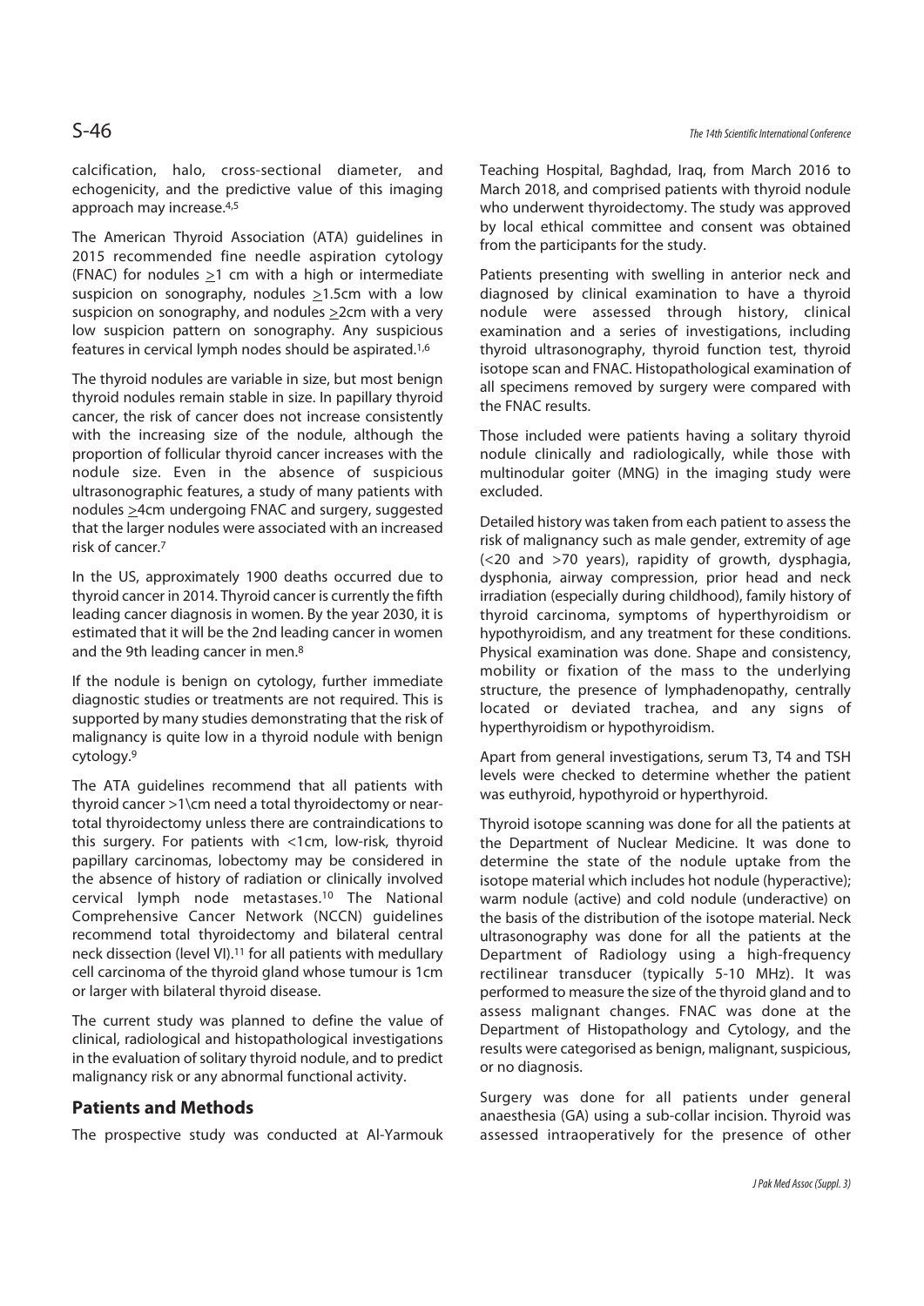calcification, halo, cross-sectional diameter, and echogenicity, and the predictive value of this imaging approach may increase.[4,5]

The American Thyroid Association (ATA) guidelines in 2015 recommended fine needle aspiration cytology (FNAC) for nodules $\geq$1 cm with a high or intermediate suspicion on sonography, nodules $\geq$1.5cm with a low suspicion on sonography, and nodules $\geq$2cm with a very low suspicion pattern on sonography. Any suspicious features in cervical lymph nodes should be aspirated.[1,6]

The thyroid nodules are variable in size, but most benign thyroid nodules remain stable in size. In papillary thyroid cancer, the risk of cancer does not increase consistently with the increasing size of the nodule, although the proportion of follicular thyroid cancer increases with the nodule size. Even in the absence of suspicious ultrasonographic features, a study of many patients with nodules $\geq$4cm undergoing FNAC and surgery, suggested that the larger nodules were associated with an increased risk of cancer.[7]

In the US, approximately 1900 deaths occurred due to thyroid cancer in 2014. Thyroid cancer is currently the fifth leading cancer diagnosis in women. By the year 2030, it is estimated that it will be the 2nd leading cancer in women and the 9th leading cancer in men.[8]

If the nodule is benign on cytology, further immediate diagnostic studies or treatments are not required. This is supported by many studies demonstrating that the risk of malignancy is quite low in a thyroid nodule with benign cytology.[9]

The ATA guidelines recommend that all patients with thyroid cancer >1\cm need a total thyroidectomy or near-total thyroidectomy unless there are contraindications to this surgery. For patients with <1cm, low-risk, thyroid papillary carcinomas, lobectomy may be considered in the absence of history of radiation or clinically involved cervical lymph node metastases.[10] The National Comprehensive Cancer Network (NCCN) guidelines recommend total thyroidectomy and bilateral central neck dissection (level VI).[11] for all patients with medullary cell carcinoma of the thyroid gland whose tumour is 1cm or larger with bilateral thyroid disease.

The current study was planned to define the value of clinical, radiological and histopathological investigations in the evaluation of solitary thyroid nodule, and to predict malignancy risk or any abnormal functional activity.

## Patients and Methods

The prospective study was conducted at Al-Yarmouk Teaching Hospital, Baghdad, Iraq, from March 2016 to March 2018, and comprised patients with thyroid nodule who underwent thyroidectomy. The study was approved by local ethical committee and consent was obtained from the participants for the study.

Patients presenting with swelling in anterior neck and diagnosed by clinical examination to have a thyroid nodule were assessed through history, clinical examination and a series of investigations, including thyroid ultrasonography, thyroid function test, thyroid isotope scan and FNAC. Histopathological examination of all specimens removed by surgery were compared with the FNAC results.

Those included were patients having a solitary thyroid nodule clinically and radiologically, while those with multinodular goiter (MNG) in the imaging study were excluded.

Detailed history was taken from each patient to assess the risk of malignancy such as male gender, extremity of age (<20 and >70 years), rapidity of growth, dysphagia, dysphonia, airway compression, prior head and neck irradiation (especially during childhood), family history of thyroid carcinoma, symptoms of hyperthyroidism or hypothyroidism, and any treatment for these conditions. Physical examination was done. Shape and consistency, mobility or fixation of the mass to the underlying structure, the presence of lymphadenopathy, centrally located or deviated trachea, and any signs of hyperthyroidism or hypothyroidism.

Apart from general investigations, serum T3, T4 and TSH levels were checked to determine whether the patient was euthyroid, hypothyroid or hyperthyroid.

Thyroid isotope scanning was done for all the patients at the Department of Nuclear Medicine. It was done to determine the state of the nodule uptake from the isotope material which includes hot nodule (hyperactive); warm nodule (active) and cold nodule (underactive) on the basis of the distribution of the isotope material. Neck ultrasonography was done for all the patients at the Department of Radiology using a high-frequency rectilinear transducer (typically 5-10 MHz). It was performed to measure the size of the thyroid gland and to assess malignant changes. FNAC was done at the Department of Histopathology and Cytology, and the results were categorised as benign, malignant, suspicious, or no diagnosis.

Surgery was done for all patients under general anaesthesia (GA) using a sub-collar incision. Thyroid was assessed intraoperatively for the presence of other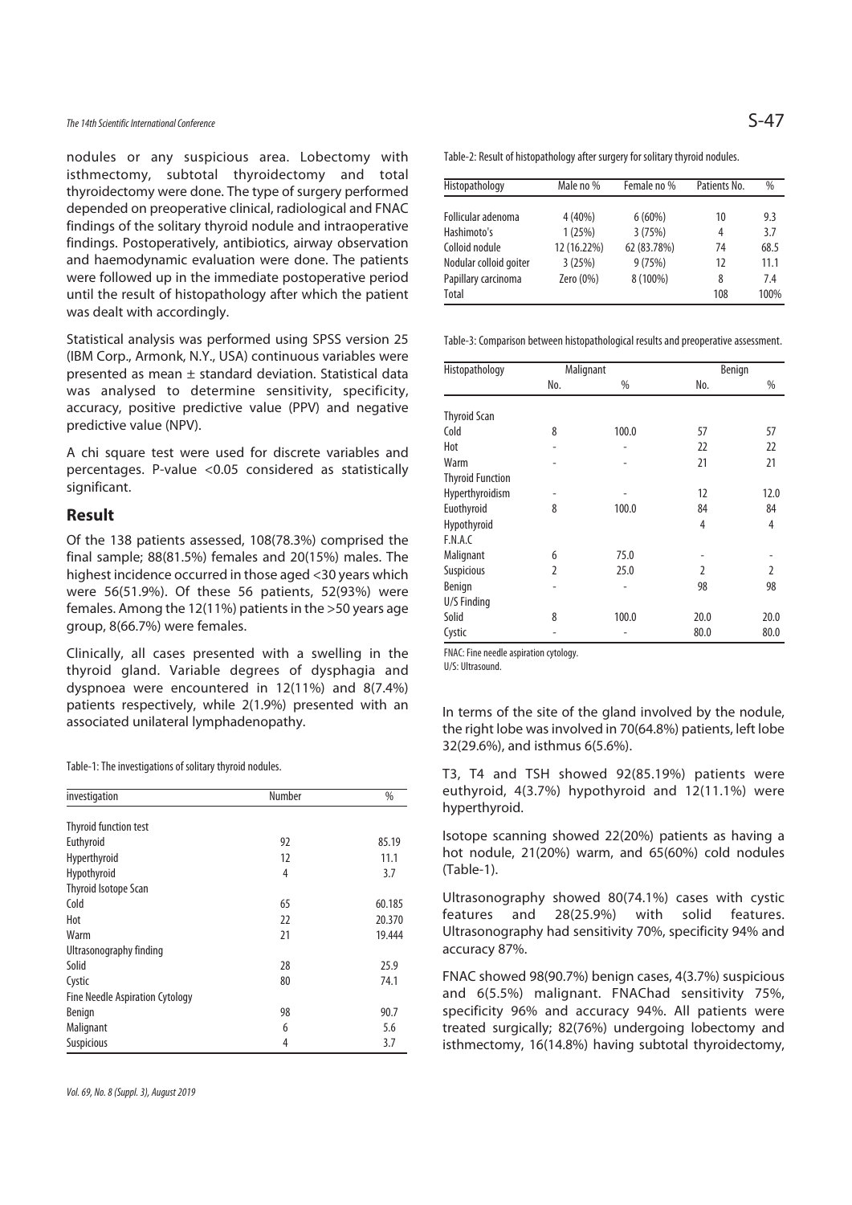nodules or any suspicious area. Lobectomy with isthmectomy, subtotal thyroidectomy and total thyroidectomy were done. The type of surgery performed depended on preoperative clinical, radiological and FNAC findings of the solitary thyroid nodule and intraoperative findings. Postoperatively, antibiotics, airway observation and haemodynamic evaluation were done. The patients were followed up in the immediate postoperative period until the result of histopathology after which the patient was dealt with accordingly.

Statistical analysis was performed using SPSS version 25 (IBM Corp., Armonk, N.Y., USA) continuous variables were presented as mean ± standard deviation. Statistical data was analysed to determine sensitivity, specificity, accuracy, positive predictive value (PPV) and negative predictive value (NPV).

A chi square test were used for discrete variables and percentages. P-value <0.05 considered as statistically significant.

## Result

Of the 138 patients assessed, 108(78.3%) comprised the final sample; 88(81.5%) females and 20(15%) males. The highest incidence occurred in those aged <30 years which were 56(51.9%). Of these 56 patients, 52(93%) were females. Among the 12(11%) patients in the >50 years age group, 8(66.7%) were females.

Clinically, all cases presented with a swelling in the thyroid gland. Variable degrees of dysphagia and dyspnoea were encountered in 12(11%) and 8(7.4%) patients respectively, while 2(1.9%) presented with an associated unilateral lymphadenopathy.

Table-1: The investigations of solitary thyroid nodules.

| investigation | Number | % |
|---|---|---|
| Thyroid function test | | |
| Euthyroid | 92 | 85.19 |
| Hyperthyroid | 12 | 11.1 |
| Hypothyroid | 4 | 3.7 |
| Thyroid Isotope Scan | | |
| Cold | 65 | 60.185 |
| Hot | 22 | 20.370 |
| Warm | 21 | 19.444 |
| Ultrasonography finding | | |
| Solid | 28 | 25.9 |
| Cystic | 80 | 74.1 |
| Fine Needle Aspiration Cytology | | |
| Benign | 98 | 90.7 |
| Malignant | 6 | 5.6 |
| Suspicious | 4 | 3.7 |

Table-2: Result of histopathology after surgery for solitary thyroid nodules.

| Histopathology | Male no % | Female no % | Patients No. | % |
|---|---|---|---|---|
| Follicular adenoma | 4 (40%) | 6 (60%) | 10 | 9.3 |
| Hashimoto's | 1 (25%) | 3 (75%) | 4 | 3.7 |
| Colloid nodule | 12 (16.22%) | 62 (83.78%) | 74 | 68.5 |
| Nodular colloid goiter | 3 (25%) | 9 (75%) | 12 | 11.1 |
| Papillary carcinoma | Zero (0%) | 8 (100%) | 8 | 7.4 |
| Total | | | 108 | 100% |

Table-3: Comparison between histopathological results and preoperative assessment.

| Histopathology | Malignant | | Benign | |
|---|---|---|---|---|
| | No. | % | No. | % |
| Thyroid Scan | | | | |
| Cold | 8 | 100.0 | 57 | 57 |
| Hot | - | - | 22 | 22 |
| Warm | - | - | 21 | 21 |
| Thyroid Function | | | | |
| Hyperthyroidism | - | - | 12 | 12.0 |
| Euothyroid | 8 | 100.0 | 84 | 84 |
| Hypothyroid | | | 4 | 4 |
| F.N.A.C | | | | |
| Malignant | 6 | 75.0 | - | - |
| Suspicious | 2 | 25.0 | 2 | 2 |
| Benign | - | - | 98 | 98 |
| U/S Finding | | | | |
| Solid | 8 | 100.0 | 20.0 | 20.0 |
| Cystic | - | - | 80.0 | 80.0 |

FNAC: Fine needle aspiration cytology.
U/S: Ultrasound.

In terms of the site of the gland involved by the nodule, the right lobe was involved in 70(64.8%) patients, left lobe 32(29.6%), and isthmus 6(5.6%).

T3, T4 and TSH showed 92(85.19%) patients were euthyroid, 4(3.7%) hypothyroid and 12(11.1%) were hyperthyroid.

Isotope scanning showed 22(20%) patients as having a hot nodule, 21(20%) warm, and 65(60%) cold nodules (Table-1).

Ultrasonography showed 80(74.1%) cases with cystic features and 28(25.9%) with solid features. Ultrasonography had sensitivity 70%, specificity 94% and accuracy 87%.

FNAC showed 98(90.7%) benign cases, 4(3.7%) suspicious and 6(5.5%) malignant. FNAChad sensitivity 75%, specificity 96% and accuracy 94%. All patients were treated surgically; 82(76%) undergoing lobectomy and isthmectomy, 16(14.8%) having subtotal thyroidectomy,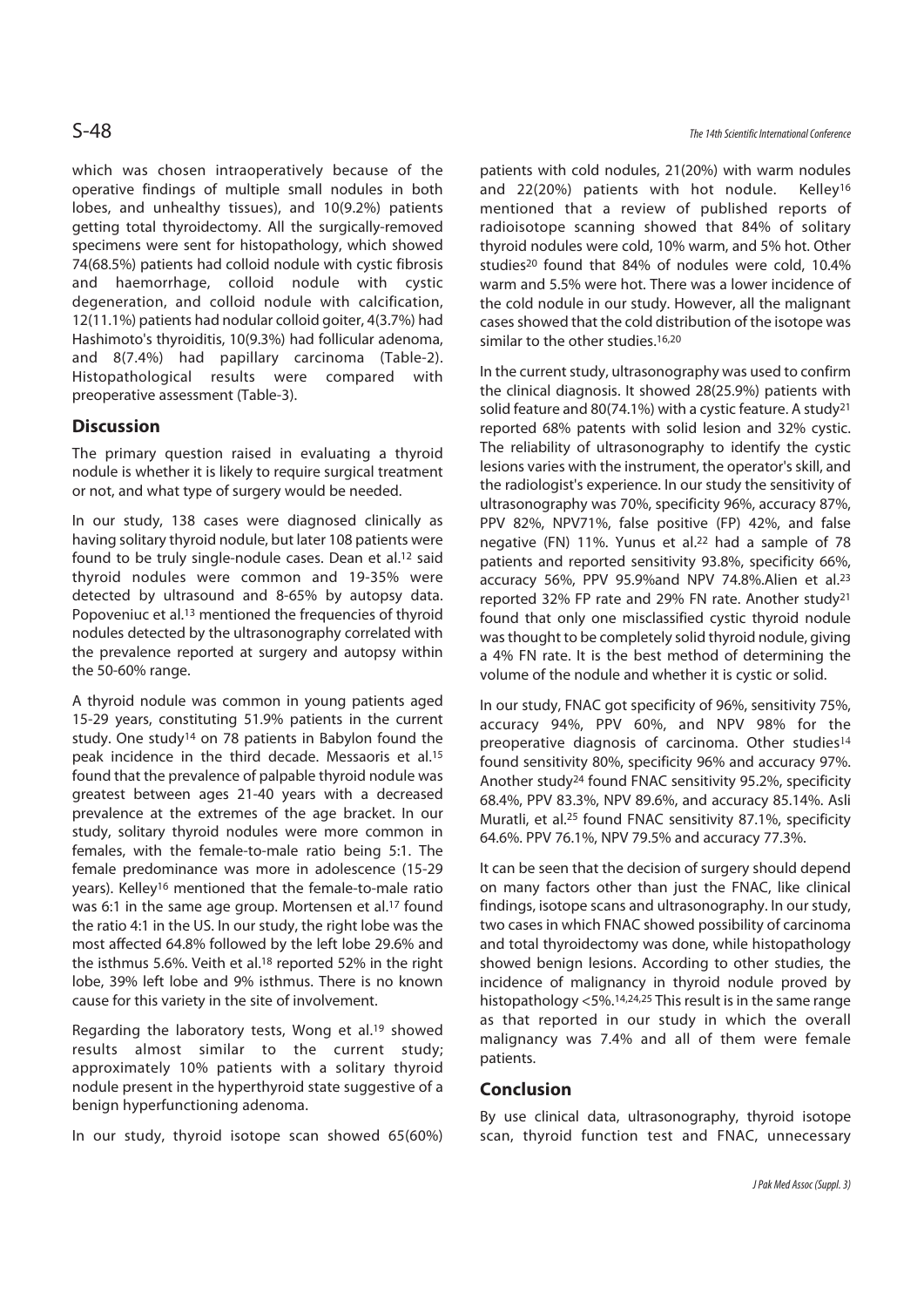which was chosen intraoperatively because of the operative findings of multiple small nodules in both lobes, and unhealthy tissues), and 10(9.2%) patients getting total thyroidectomy. All the surgically-removed specimens were sent for histopathology, which showed 74(68.5%) patients had colloid nodule with cystic fibrosis and haemorrhage, colloid nodule with cystic degeneration, and colloid nodule with calcification, 12(11.1%) patients had nodular colloid goiter, 4(3.7%) had Hashimoto's thyroiditis, 10(9.3%) had follicular adenoma, and 8(7.4%) had papillary carcinoma (Table-2). Histopathological results were compared with preoperative assessment (Table-3).

## Discussion

The primary question raised in evaluating a thyroid nodule is whether it is likely to require surgical treatment or not, and what type of surgery would be needed.

In our study, 138 cases were diagnosed clinically as having solitary thyroid nodule, but later 108 patients were found to be truly single-nodule cases. Dean et al.[12] said thyroid nodules were common and 19-35% were detected by ultrasound and 8-65% by autopsy data. Popoveniuc et al.[13] mentioned the frequencies of thyroid nodules detected by the ultrasonography correlated with the prevalence reported at surgery and autopsy within the 50-60% range.

A thyroid nodule was common in young patients aged 15-29 years, constituting 51.9% patients in the current study. One study[14] on 78 patients in Babylon found the peak incidence in the third decade. Messaoris et al.[15] found that the prevalence of palpable thyroid nodule was greatest between ages 21-40 years with a decreased prevalence at the extremes of the age bracket. In our study, solitary thyroid nodules were more common in females, with the female-to-male ratio being 5:1. The female predominance was more in adolescence (15-29 years). Kelley[16] mentioned that the female-to-male ratio was 6:1 in the same age group. Mortensen et al.[17] found the ratio 4:1 in the US. In our study, the right lobe was the most affected 64.8% followed by the left lobe 29.6% and the isthmus 5.6%. Veith et al.[18] reported 52% in the right lobe, 39% left lobe and 9% isthmus. There is no known cause for this variety in the site of involvement.

Regarding the laboratory tests, Wong et al.[19] showed results almost similar to the current study; approximately 10% patients with a solitary thyroid nodule present in the hyperthyroid state suggestive of a benign hyperfunctioning adenoma.

In our study, thyroid isotope scan showed 65(60%) patients with cold nodules, 21(20%) with warm nodules and 22(20%) patients with hot nodule. Kelley[16] mentioned that a review of published reports of radioisotope scanning showed that 84% of solitary thyroid nodules were cold, 10% warm, and 5% hot. Other studies[20] found that 84% of nodules were cold, 10.4% warm and 5.5% were hot. There was a lower incidence of the cold nodule in our study. However, all the malignant cases showed that the cold distribution of the isotope was similar to the other studies.[16,20]

In the current study, ultrasonography was used to confirm the clinical diagnosis. It showed 28(25.9%) patients with solid feature and 80(74.1%) with a cystic feature. A study[21] reported 68% patents with solid lesion and 32% cystic. The reliability of ultrasonography to identify the cystic lesions varies with the instrument, the operator's skill, and the radiologist's experience. In our study the sensitivity of ultrasonography was 70%, specificity 96%, accuracy 87%, PPV 82%, NPV71%, false positive (FP) 42%, and false negative (FN) 11%. Yunus et al.[22] had a sample of 78 patients and reported sensitivity 93.8%, specificity 66%, accuracy 56%, PPV 95.9%and NPV 74.8%.Alien et al.[23] reported 32% FP rate and 29% FN rate. Another study[21] found that only one misclassified cystic thyroid nodule was thought to be completely solid thyroid nodule, giving a 4% FN rate. It is the best method of determining the volume of the nodule and whether it is cystic or solid.

In our study, FNAC got specificity of 96%, sensitivity 75%, accuracy 94%, PPV 60%, and NPV 98% for the preoperative diagnosis of carcinoma. Other studies[14] found sensitivity 80%, specificity 96% and accuracy 97%. Another study[24] found FNAC sensitivity 95.2%, specificity 68.4%, PPV 83.3%, NPV 89.6%, and accuracy 85.14%. Asli Muratli, et al.[25] found FNAC sensitivity 87.1%, specificity 64.6%. PPV 76.1%, NPV 79.5% and accuracy 77.3%.

It can be seen that the decision of surgery should depend on many factors other than just the FNAC, like clinical findings, isotope scans and ultrasonography. In our study, two cases in which FNAC showed possibility of carcinoma and total thyroidectomy was done, while histopathology showed benign lesions. According to other studies, the incidence of malignancy in thyroid nodule proved by histopathology <5%.[14,24,25] This result is in the same range as that reported in our study in which the overall malignancy was 7.4% and all of them were female patients.

## Conclusion

By use clinical data, ultrasonography, thyroid isotope scan, thyroid function test and FNAC, unnecessary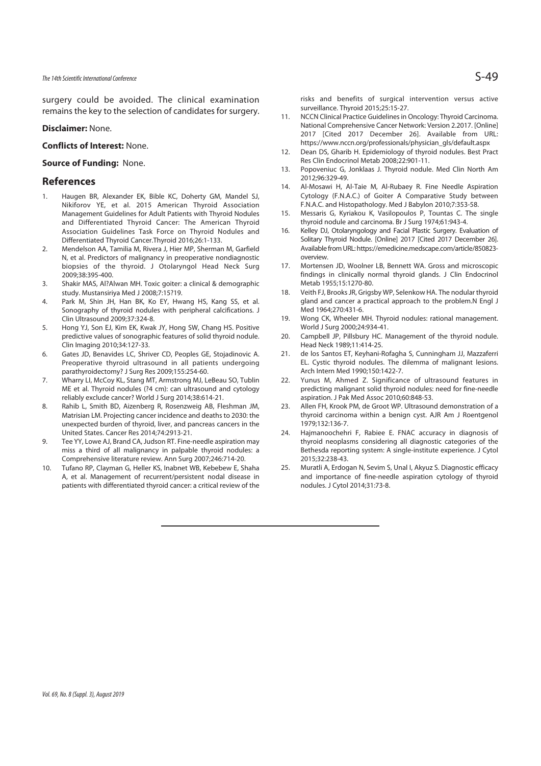surgery could be avoided. The clinical examination remains the key to the selection of candidates for surgery.

**Disclaimer:** None.

**Conflicts of Interest:** None.

**Source of Funding:** None.

## References

1. Haugen BR, Alexander EK, Bible KC, Doherty GM, Mandel SJ, Nikiforov YE, et al. 2015 American Thyroid Association Management Guidelines for Adult Patients with Thyroid Nodules and Differentiated Thyroid Cancer: The American Thyroid Association Guidelines Task Force on Thyroid Nodules and Differentiated Thyroid Cancer.Thyroid 2016;26:1-133.
2. Mendelson AA, Tamilia M, Rivera J, Hier MP, Sherman M, Garfield N, et al. Predictors of malignancy in preoperative nondiagnostic biopsies of the thyroid. J Otolaryngol Head Neck Surg 2009;38:395-400.
3. Shakir MAS, Al?Alwan MH. Toxic goiter: a clinical & demographic study. Mustansiriya Med J 2008;7:15?19.
4. Park M, Shin JH, Han BK, Ko EY, Hwang HS, Kang SS, et al. Sonography of thyroid nodules with peripheral calcifications. J Clin Ultrasound 2009;37:324-8.
5. Hong YJ, Son EJ, Kim EK, Kwak JY, Hong SW, Chang HS. Positive predictive values of sonographic features of solid thyroid nodule. Clin Imaging 2010;34:127-33.
6. Gates JD, Benavides LC, Shriver CD, Peoples GE, Stojadinovic A. Preoperative thyroid ultrasound in all patients undergoing parathyroidectomy? J Surg Res 2009;155:254-60.
7. Wharry LI, McCoy KL, Stang MT, Armstrong MJ, LeBeau SO, Tublin ME et al. Thyroid nodules (?4 cm): can ultrasound and cytology reliably exclude cancer? World J Surg 2014;38:614-21.
8. Rahib L, Smith BD, Aizenberg R, Rosenzweig AB, Fleshman JM, Matrisian LM. Projecting cancer incidence and deaths to 2030: the unexpected burden of thyroid, liver, and pancreas cancers in the United States. Cancer Res 2014;74:2913-21.
9. Tee YY, Lowe AJ, Brand CA, Judson RT. Fine-needle aspiration may miss a third of all malignancy in palpable thyroid nodules: a Comprehensive literature review. Ann Surg 2007;246:714-20.
10. Tufano RP, Clayman G, Heller KS, Inabnet WB, Kebebew E, Shaha A, et al. Management of recurrent/persistent nodal disease in patients with differentiated thyroid cancer: a critical review of the risks and benefits of surgical intervention versus active surveillance. Thyroid 2015;25:15-27.
11. NCCN Clinical Practice Guidelines in Oncology: Thyroid Carcinoma. National Comprehensive Cancer Network: Version 2.2017. [Online] 2017 [Cited 2017 December 26]. Available from URL: https://www.nccn.org/professionals/physician_gls/default.aspx
12. Dean DS, Gharib H. Epidemiology of thyroid nodules. Best Pract Res Clin Endocrinol Metab 2008;22:901-11.
13. Popoveniuc G, Jonklaas J. Thyroid nodule. Med Clin North Am 2012;96:329-49.
14. Al-Mosawi H, Al-Taie M, Al-Rubaey R. Fine Needle Aspiration Cytology (F.N.A.C.) of Goiter A Comparative Study between F.N.A.C. and Histopathology. Med J Babylon 2010;7:353-58.
15. Messaris G, Kyriakou K, Vasilopoulos P, Tountas C. The single thyroid nodule and carcinoma. Br J Surg 1974;61:943-4.
16. Kelley DJ, Otolaryngology and Facial Plastic Surgery. Evaluation of Solitary Thyroid Nodule. [Online] 2017 [Cited 2017 December 26]. Available from URL: https://emedicine.medscape.com/article/850823-overview.
17. Mortensen JD, Woolner LB, Bennett WA. Gross and microscopic findings in clinically normal thyroid glands. J Clin Endocrinol Metab 1955;15:1270-80.
18. Veith FJ, Brooks JR, Grigsby WP, Selenkow HA. The nodular thyroid gland and cancer a practical approach to the problem.N Engl J Med 1964;270:431-6.
19. Wong CK, Wheeler MH. Thyroid nodules: rational management. World J Surg 2000;24:934-41.
20. Campbell JP, Pillsbury HC. Management of the thyroid nodule. Head Neck 1989;11:414-25.
21. de los Santos ET, Keyhani-Rofagha S, Cunningham JJ, Mazzaferri EL. Cystic thyroid nodules. The dilemma of malignant lesions. Arch Intern Med 1990;150:1422-7.
22. Yunus M, Ahmed Z. Significance of ultrasound features in predicting malignant solid thyroid nodules: need for fine-needle aspiration. J Pak Med Assoc 2010;60:848-53.
23. Allen FH, Krook PM, de Groot WP. Ultrasound demonstration of a thyroid carcinoma within a benign cyst. AJR Am J Roentgenol 1979;132:136-7.
24. Hajmanoochehri F, Rabiee E. FNAC accuracy in diagnosis of thyroid neoplasms considering all diagnostic categories of the Bethesda reporting system: A single-institute experience. J Cytol 2015;32:238-43.
25. Muratli A, Erdogan N, Sevim S, Unal I, Akyuz S. Diagnostic efficacy and importance of fine-needle aspiration cytology of thyroid nodules. J Cytol 2014;31:73-8.